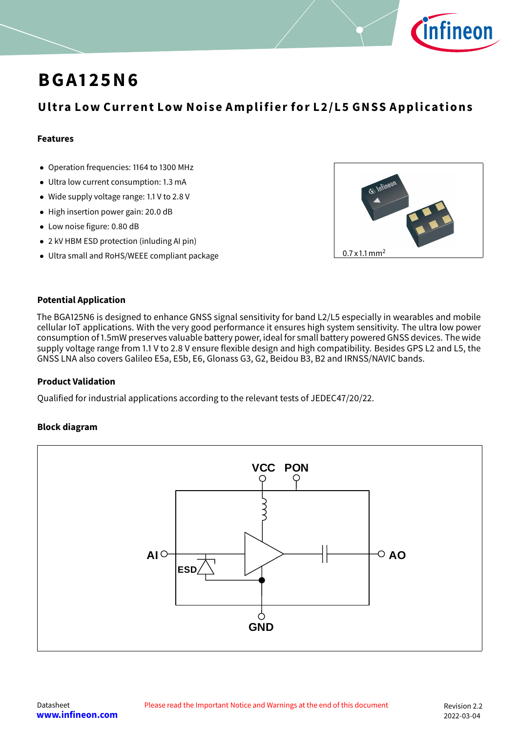# BGA125N6

## Ultra Low Current Low Noise Amplifier for L2/L5 GNSS Applications

### Features

- Operation frequencies: 1164 to 1300 MHz
- Ultra low current consumption: 1.3 mA
- Wide supply voltage range: 1.1 V to 2.8 V
- High insertion power gain: 20.0 dB
- Low noise figure: 0.80 dB
- 2 kV HBM ESD protection (inluding AI pin)
- Ultra small and RoHS/WEEE compliant package

0.7 x 1.1 $mm^2$

### Potential Application

The BGA125N6 is designed to enhance GNSS signal sensitivity for band L2/L5 especially in wearables and mobile cellular IoT applications. With the very good performance it ensures high system sensitivity. The ultra low power consumption of 1.5mW preserves valuable battery power, ideal for small battery powered GNSS devices. The wide supply voltage range from 1.1 V to 2.8 V ensure flexible design and high compatibility. Besides GPS L2 and L5, the GNSS LNA also covers Galileo E5a, E5b, E6, Glonass G3, G2, Beidou B3, B2 and IRNSS/NAVIC bands.

### Product Validation

Qualified for industrial applications according to the relevant tests of JEDEC47/20/22.

### Block diagram

VCC PON AI ESD AO GND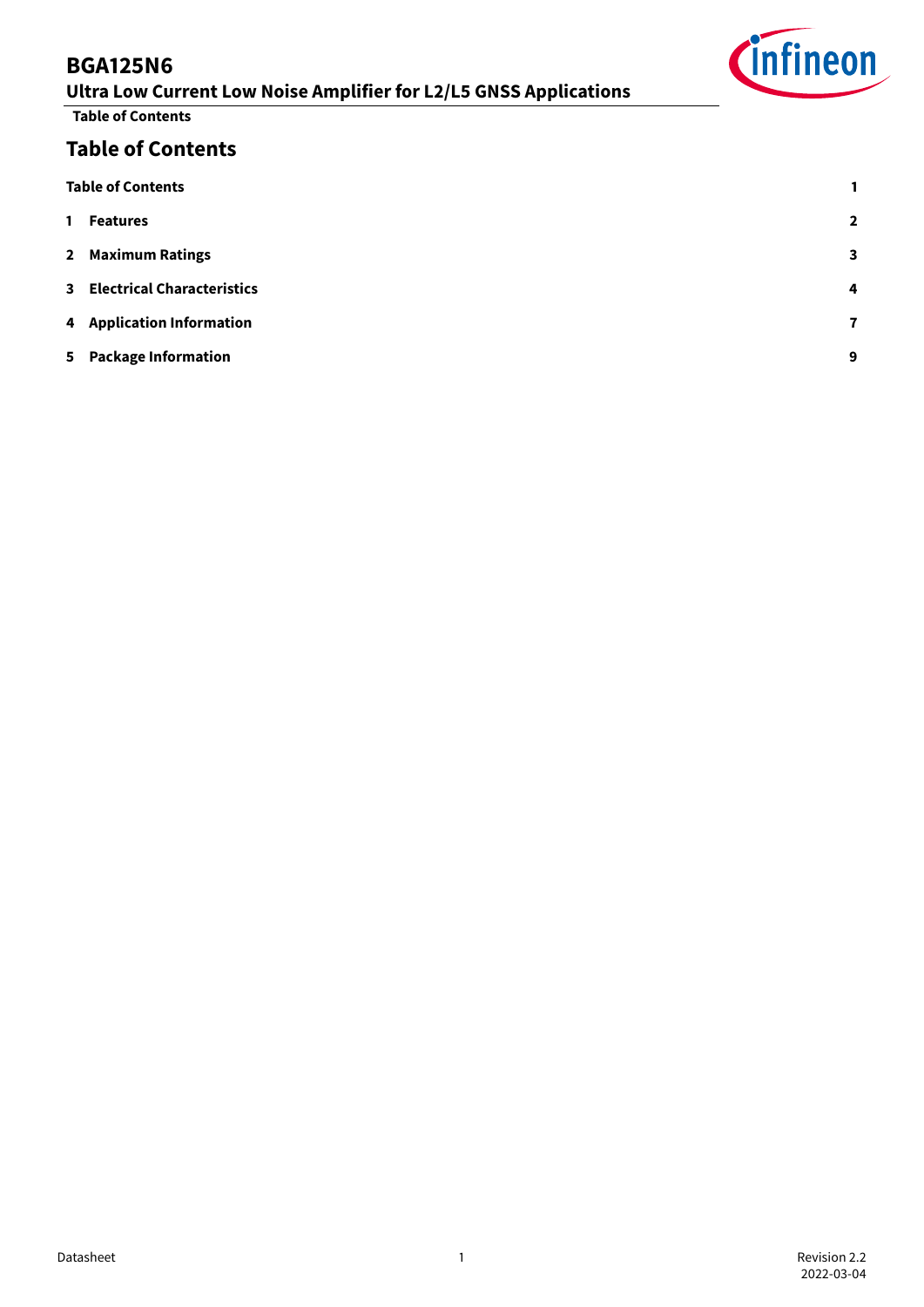# Table of Contents

| | |
|---|---|
| **Table of Contents** | **1** |
| **1 Features** | **2** |
| **2 Maximum Ratings** | **3** |
| **3 Electrical Characteristics** | **4** |
| **4 Application Information** | **7** |
| **5 Package Information** | **9** |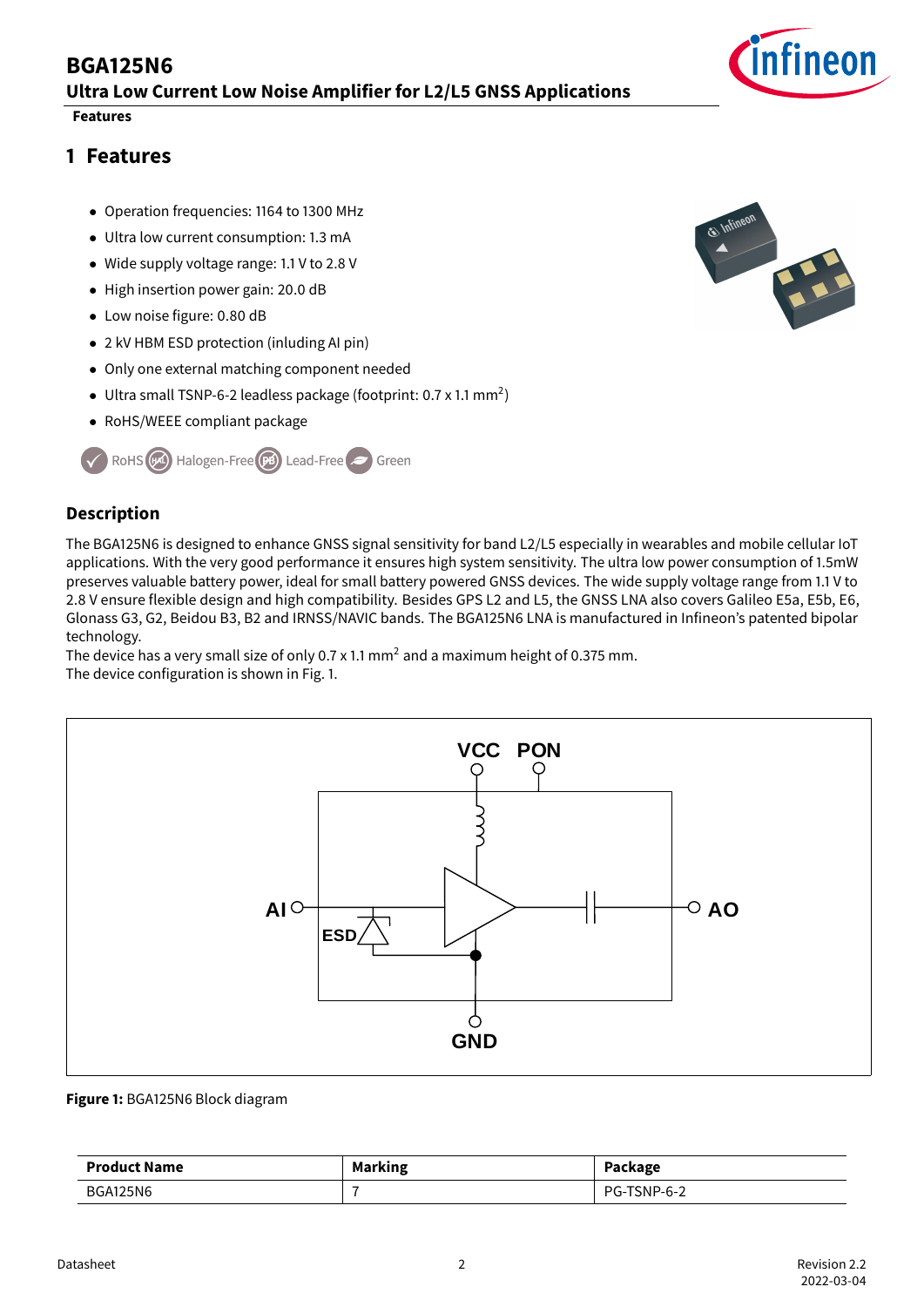## 1 Features

- Operation frequencies: 1164 to 1300 MHz
- Ultra low current consumption: 1.3 mA
- Wide supply voltage range: 1.1 V to 2.8 V
- High insertion power gain: 20.0 dB
- Low noise figure: 0.80 dB
- 2 kV HBM ESD protection (inluding AI pin)
- Only one external matching component needed
- Ultra small TSNP-6-2 leadless package (footprint: 0.7 x 1.1 mm$^2$)
- RoHS/WEEE compliant package

RoHS Halogen-Free Lead-Free Green

### Description

The BGA125N6 is designed to enhance GNSS signal sensitivity for band L2/L5 especially in wearables and mobile cellular IoT applications. With the very good performance it ensures high system sensitivity. The ultra low power consumption of 1.5mW preserves valuable battery power, ideal for small battery powered GNSS devices. The wide supply voltage range from 1.1 V to 2.8 V ensure flexible design and high compatibility. Besides GPS L2 and L5, the GNSS LNA also covers Galileo E5a, E5b, E6, Glonass G3, G2, Beidou B3, B2 and IRNSS/NAVIC bands. The BGA125N6 LNA is manufactured in Infineon's patented bipolar technology.
The device has a very small size of only 0.7 x 1.1 mm$^2$ and a maximum height of 0.375 mm.
The device configuration is shown in Fig. 1.

**Figure 1:** BGA125N6 Block diagram

| Product Name | Marking | Package |
|---|---|---|
| BGA125N6 | 7 | PG-TSNP-6-2 |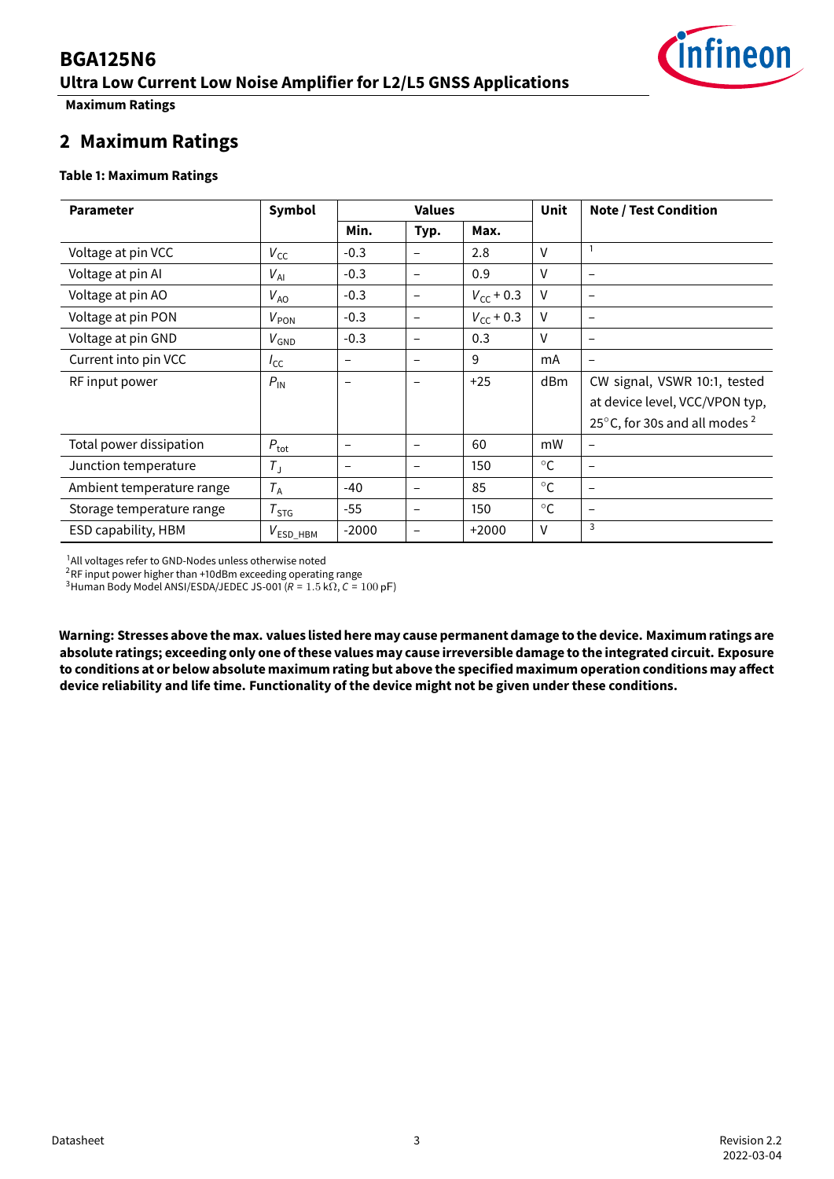## 2 Maximum Ratings

**Table 1: Maximum Ratings**

| Parameter | Symbol | Values | | | Unit | Note / Test Condition |
|---|---|---|---|---|---|---|
| | | Min. | Typ. | Max. | | |
| Voltage at pin VCC | $V_{CC}$ | -0.3 | – | 2.8 | V | [1] |
| Voltage at pin AI | $V_{AI}$ | -0.3 | – | 0.9 | V | – |
| Voltage at pin AO | $V_{AO}$ | -0.3 | – | $V_{CC}$ + 0.3 | V | – |
| Voltage at pin PON | $V_{PON}$ | -0.3 | – | $V_{CC}$ + 0.3 | V | – |
| Voltage at pin GND | $V_{GND}$ | -0.3 | – | 0.3 | V | – |
| Current into pin VCC | $I_{CC}$ | – | – | 9 | mA | – |
| RF input power | $P_{IN}$ | – | – | +25 | dBm | CW signal, VSWR 10:1, tested at device level, VCC/VPON typ, 25°C, for 30s and all modes [2] |
| Total power dissipation | $P_{tot}$ | – | – | 60 | mW | – |
| Junction temperature | $T_J$ | – | – | 150 | °C | – |
| Ambient temperature range | $T_A$ | -40 | – | 85 | °C | – |
| Storage temperature range | $T_{STG}$ | -55 | – | 150 | °C | – |
| ESD capability, HBM | $V_{ESD\_HBM}$ | -2000 | – | +2000 | V | [3] |

[1] All voltages refer to GND-Nodes unless otherwise noted
[2] RF input power higher than +10dBm exceeding operating range
[3] Human Body Model ANSI/ESDA/JEDEC JS-001 ($R$ = $1.5\,\mathrm{k\Omega}$, $C$ = $100$ pF)

**Warning: Stresses above the max. values listed here may cause permanent damage to the device. Maximum ratings are absolute ratings; exceeding only one of these values may cause irreversible damage to the integrated circuit. Exposure to conditions at or below absolute maximum rating but above the specified maximum operation conditions may affect device reliability and life time. Functionality of the device might not be given under these conditions.**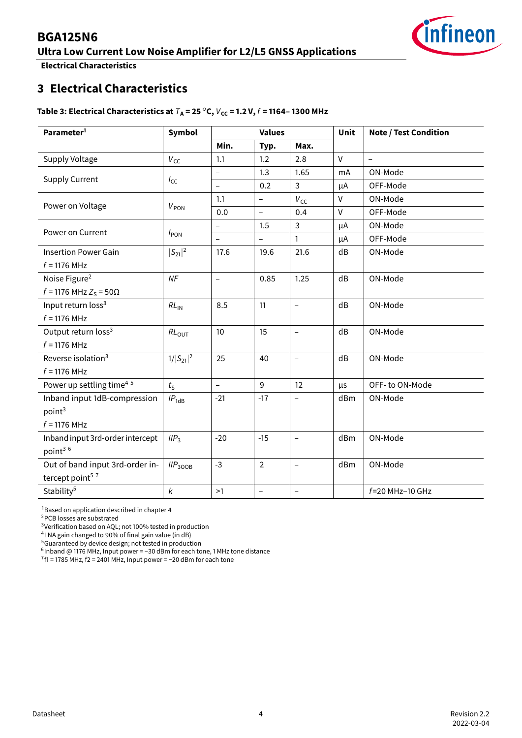# 3 Electrical Characteristics

**Table 3: Electrical Characteristics at $T_A$ = 25 °C, $V_{CC}$ = 1.2 V, $f$ = 1164– 1300 MHz**

| Parameter[1] | Symbol | Values | | | Unit | Note / Test Condition |
|---|---|---|---|---|---|---|
| | | Min. | Typ. | Max. | | |
| Supply Voltage | $V_{CC}$ | 1.1 | 1.2 | 2.8 | V | – |
| Supply Current | $I_{CC}$ | – | 1.3 | 1.65 | mA | ON-Mode |
| | | – | 0.2 | 3 | µA | OFF-Mode |
| Power on Voltage | $V_{PON}$ | 1.1 | – | $V_{CC}$ | V | ON-Mode |
| | | 0.0 | – | 0.4 | V | OFF-Mode |
| Power on Current | $I_{PON}$ | – | 1.5 | 3 | µA | ON-Mode |
| | | – | – | 1 | µA | OFF-Mode |
| Insertion Power Gain $f$ = 1176 MHz | $\|S_{21}\|^2$ | 17.6 | 19.6 | 21.6 | dB | ON-Mode |
| Noise Figure[2] $f$ = 1176 MHz $Z_S$ = 50Ω | $NF$ | – | 0.85 | 1.25 | dB | ON-Mode |
| Input return loss[3] $f$ = 1176 MHz | $RL_{IN}$ | 8.5 | 11 | – | dB | ON-Mode |
| Output return loss[3] $f$ = 1176 MHz | $RL_{OUT}$ | 10 | 15 | – | dB | ON-Mode |
| Reverse isolation[3] $f$ = 1176 MHz | $1/\|S_{21}\|^2$ | 25 | 40 | – | dB | ON-Mode |
| Power up settling time[4] [5] | $t_S$ | – | 9 | 12 | µs | OFF- to ON-Mode |
| Inband input 1dB-compression point[3] $f$ = 1176 MHz | $IP_{1dB}$ | -21 | -17 | – | dBm | ON-Mode |
| Inband input 3rd-order intercept point[3] [6] | $IIP_3$ | -20 | -15 | – | dBm | ON-Mode |
| Out of band input 3rd-order intercept point[5] [7] | $IIP_{3OOB}$ | -3 | 2 | – | dBm | ON-Mode |
| Stability[5] | $k$ | >1 | – | – | | $f$=20 MHz–10 GHz |

[1]Based on application described in chapter 4
[2]PCB losses are substrated
[3]Verification based on AQL; not 100% tested in production
[4]LNA gain changed to 90% of final gain value (in dB)
[5]Guaranteed by device design; not tested in production
[6]Inband @ 1176 MHz, Input power = −30 dBm for each tone, 1 MHz tone distance
[7]f1 = 1785 MHz, f2 = 2401 MHz, Input power = −20 dBm for each tone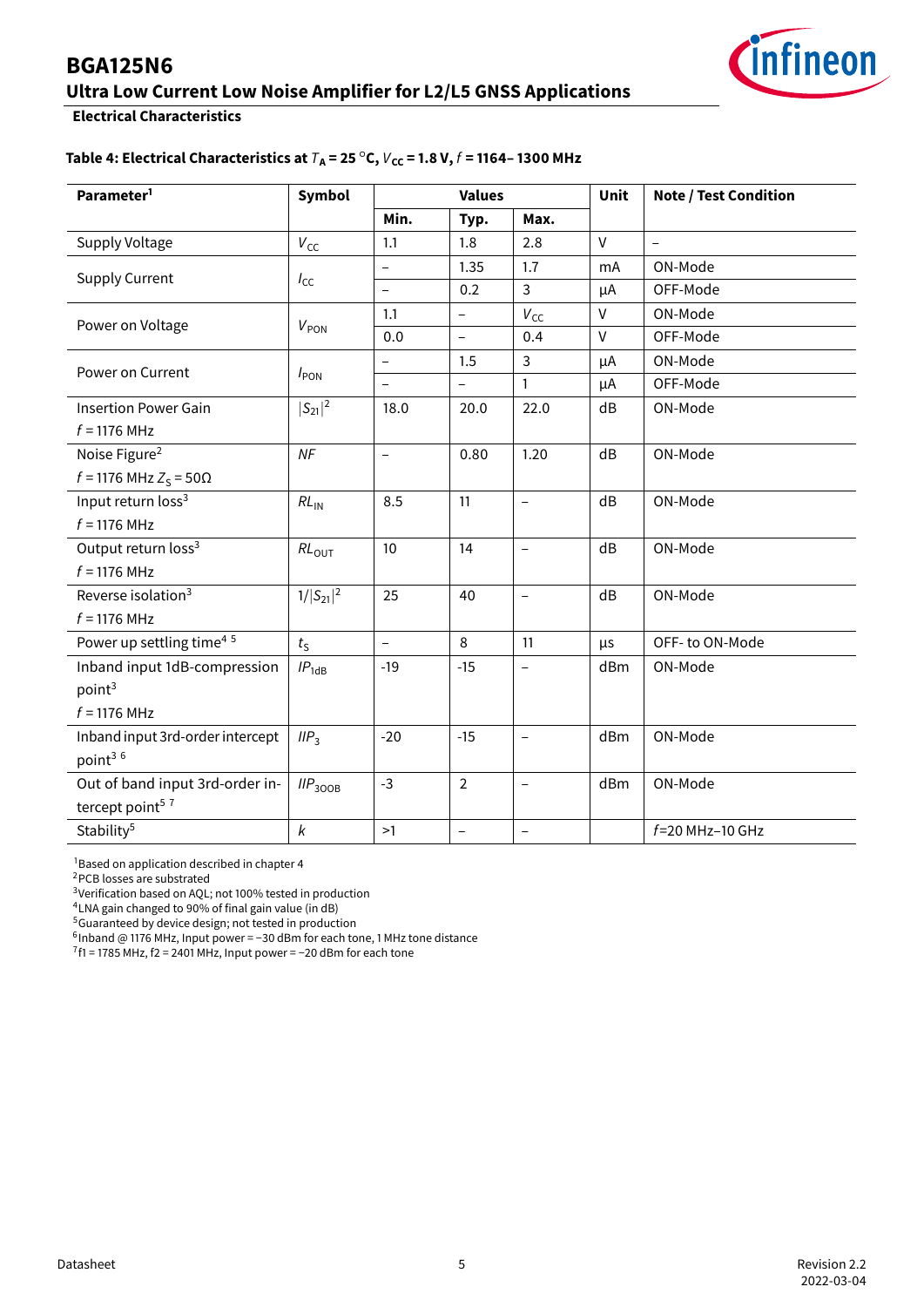### Electrical Characteristics

**Table 4: Electrical Characteristics at $T_A$ = 25 °C, $V_{CC}$ = 1.8 V, $f$ = 1164– 1300 MHz**

| Parameter[1] | Symbol | Values | | | Unit | Note / Test Condition |
|---|---|---|---|---|---|---|
| | | Min. | Typ. | Max. | | |
| Supply Voltage | $V_{CC}$ | 1.1 | 1.8 | 2.8 | V | – |
| Supply Current | $I_{CC}$ | – | 1.35 | 1.7 | mA | ON-Mode |
| | | – | 0.2 | 3 | µA | OFF-Mode |
| Power on Voltage | $V_{PON}$ | 1.1 | – | $V_{CC}$ | V | ON-Mode |
| | | 0.0 | – | 0.4 | V | OFF-Mode |
| Power on Current | $I_{PON}$ | – | 1.5 | 3 | µA | ON-Mode |
| | | – | – | 1 | µA | OFF-Mode |
| Insertion Power Gain $f$ = 1176 MHz | $\|S_{21}\|^2$ | 18.0 | 20.0 | 22.0 | dB | ON-Mode |
| Noise Figure[2] $f$ = 1176 MHz $Z_S$ = 50Ω | $NF$ | – | 0.80 | 1.20 | dB | ON-Mode |
| Input return loss[3] $f$ = 1176 MHz | $RL_{IN}$ | 8.5 | 11 | – | dB | ON-Mode |
| Output return loss[3] $f$ = 1176 MHz | $RL_{OUT}$ | 10 | 14 | – | dB | ON-Mode |
| Reverse isolation[3] $f$ = 1176 MHz | $1/\|S_{21}\|^2$ | 25 | 40 | – | dB | ON-Mode |
| Power up settling time[4 5] | $t_S$ | – | 8 | 11 | µs | OFF- to ON-Mode |
| Inband input 1dB-compression point[3] $f$ = 1176 MHz | $IP_{1dB}$ | -19 | -15 | – | dBm | ON-Mode |
| Inband input 3rd-order intercept point[3 6] | $IIP_3$ | -20 | -15 | – | dBm | ON-Mode |
| Out of band input 3rd-order intercept point[5 7] | $IIP_{3OOB}$ | -3 | 2 | – | dBm | ON-Mode |
| Stability[5] | $k$ | >1 | – | – | | $f$=20 MHz–10 GHz |

[1]Based on application described in chapter 4
[2]PCB losses are substrated
[3]Verification based on AQL; not 100% tested in production
[4]LNA gain changed to 90% of final gain value (in dB)
[5]Guaranteed by device design; not tested in production
[6]Inband @ 1176 MHz, Input power = −30 dBm for each tone, 1 MHz tone distance
[7]f1 = 1785 MHz, f2 = 2401 MHz, Input power = −20 dBm for each tone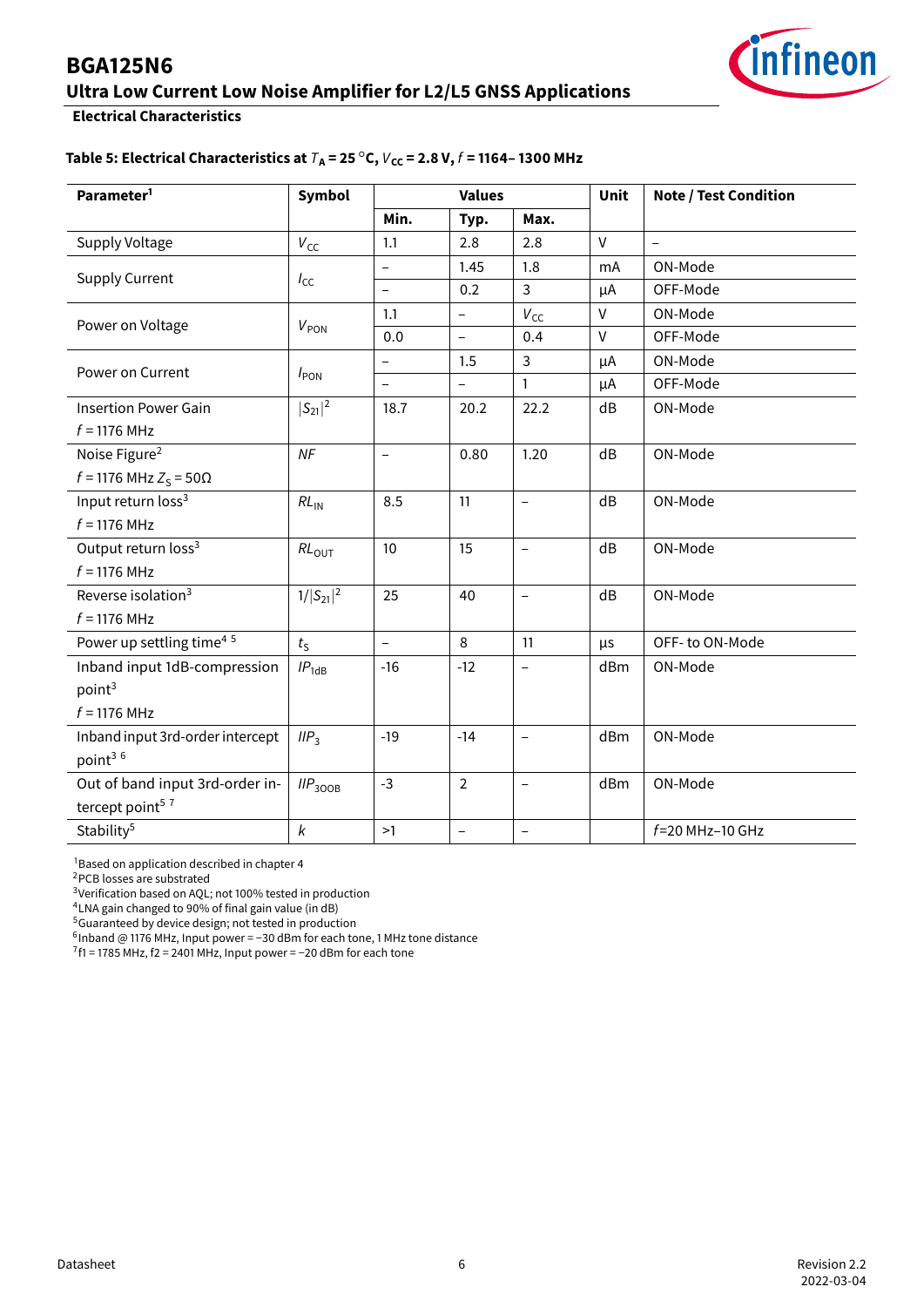### Electrical Characteristics

**Table 5: Electrical Characteristics at $T_A$ = 25 °C, $V_{CC}$ = 2.8 V, $f$ = 1164– 1300 MHz**

| Parameter[1] | Symbol | Values | | | Unit | Note / Test Condition |
|---|---|---|---|---|---|---|
| | | Min. | Typ. | Max. | | |
| Supply Voltage | $V_{CC}$ | 1.1 | 2.8 | 2.8 | V | – |
| Supply Current | $I_{CC}$ | – | 1.45 | 1.8 | mA | ON-Mode |
| | | – | 0.2 | 3 | µA | OFF-Mode |
| Power on Voltage | $V_{PON}$ | 1.1 | – | $V_{CC}$ | V | ON-Mode |
| | | 0.0 | – | 0.4 | V | OFF-Mode |
| Power on Current | $I_{PON}$ | – | 1.5 | 3 | µA | ON-Mode |
| | | – | – | 1 | µA | OFF-Mode |
| Insertion Power Gain $f$ = 1176 MHz | $\lvert S_{21}\rvert^2$ | 18.7 | 20.2 | 22.2 | dB | ON-Mode |
| Noise Figure[2] $f$ = 1176 MHz $Z_S$ = 50Ω | $NF$ | – | 0.80 | 1.20 | dB | ON-Mode |
| Input return loss[3] $f$ = 1176 MHz | $RL_{IN}$ | 8.5 | 11 | – | dB | ON-Mode |
| Output return loss[3] $f$ = 1176 MHz | $RL_{OUT}$ | 10 | 15 | – | dB | ON-Mode |
| Reverse isolation[3] $f$ = 1176 MHz | $1/\lvert S_{21}\rvert^2$ | 25 | 40 | – | dB | ON-Mode |
| Power up settling time[4] [5] | $t_S$ | – | 8 | 11 | µs | OFF- to ON-Mode |
| Inband input 1dB-compression point[3] $f$ = 1176 MHz | $IP_{1dB}$ | -16 | -12 | – | dBm | ON-Mode |
| Inband input 3rd-order intercept point[3] [6] | $IIP_3$ | -19 | -14 | – | dBm | ON-Mode |
| Out of band input 3rd-order intercept point[5] [7] | $IIP_{3OOB}$ | -3 | 2 | – | dBm | ON-Mode |
| Stability[5] | $k$ | >1 | – | – | | $f$=20 MHz–10 GHz |

[1]Based on application described in chapter 4
[2]PCB losses are substrated
[3]Verification based on AQL; not 100% tested in production
[4]LNA gain changed to 90% of final gain value (in dB)
[5]Guaranteed by device design; not tested in production
[6]Inband @ 1176 MHz, Input power = −30 dBm for each tone, 1 MHz tone distance
[7]f1 = 1785 MHz, f2 = 2401 MHz, Input power = −20 dBm for each tone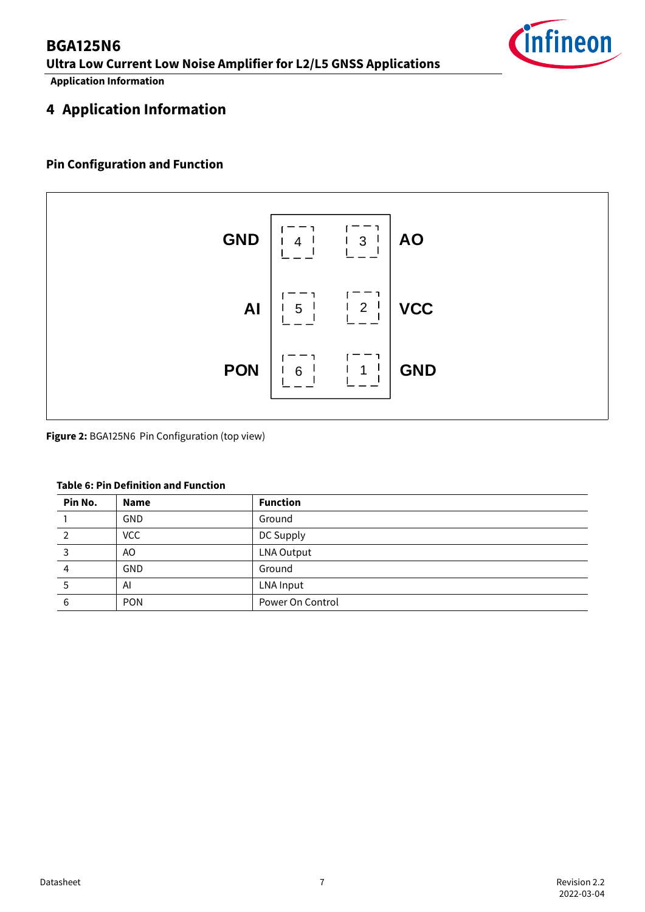# 4 Application Information

### Pin Configuration and Function

GND 4 3 AO

AI 5 2 VCC

PON 6 1 GND

**Figure 2:** BGA125N6 Pin Configuration (top view)

**Table 6: Pin Definition and Function**

| Pin No. | Name | Function |
|---|---|---|
| 1 | GND | Ground |
| 2 | VCC | DC Supply |
| 3 | AO | LNA Output |
| 4 | GND | Ground |
| 5 | AI | LNA Input |
| 6 | PON | Power On Control |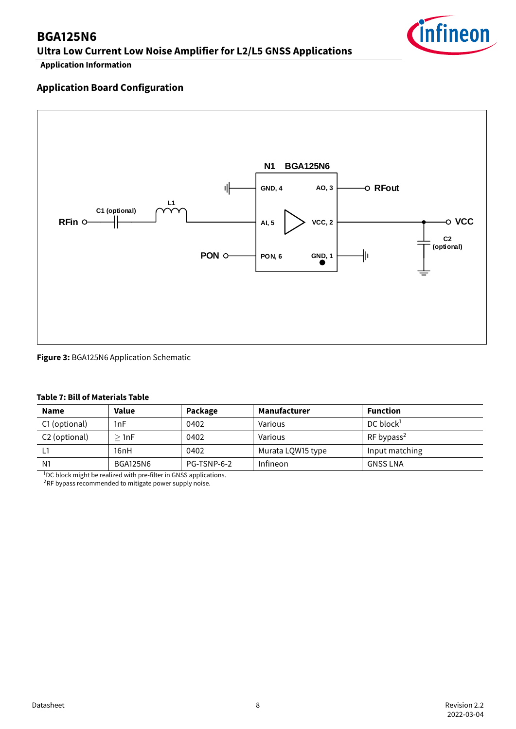## Application Board Configuration

Figure 3: BGA125N6 Application Schematic

**Table 7: Bill of Materials Table**

| Name | Value | Package | Manufacturer | Function |
|---|---|---|---|---|
| C1 (optional) | 1nF | 0402 | Various | DC block[1] |
| C2 (optional) | $\geq$ 1nF | 0402 | Various | RF bypass[2] |
| L1 | 16nH | 0402 | Murata LQW15 type | Input matching |
| N1 | BGA125N6 | PG-TSNP-6-2 | Infineon | GNSS LNA |

[1]DC block might be realized with pre-filter in GNSS applications.
[2]RF bypass recommended to mitigate power supply noise.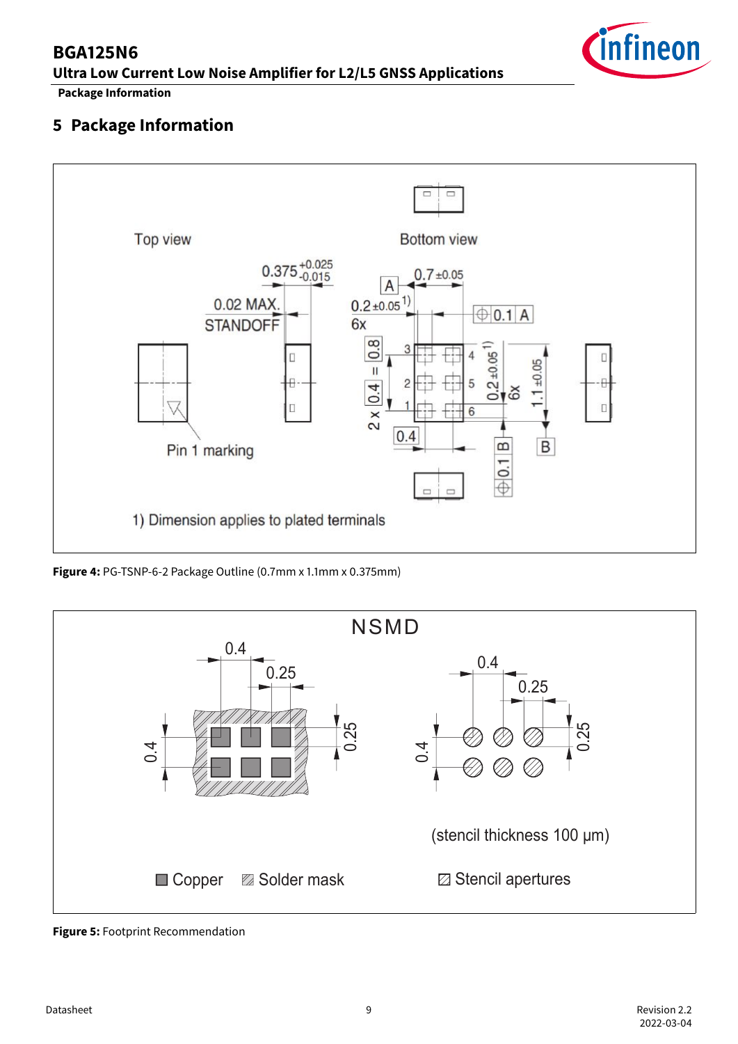# 5 Package Information

Figure 4: PG-TSNP-6-2 Package Outline (0.7mm x 1.1mm x 0.375mm)

Figure 5: Footprint Recommendation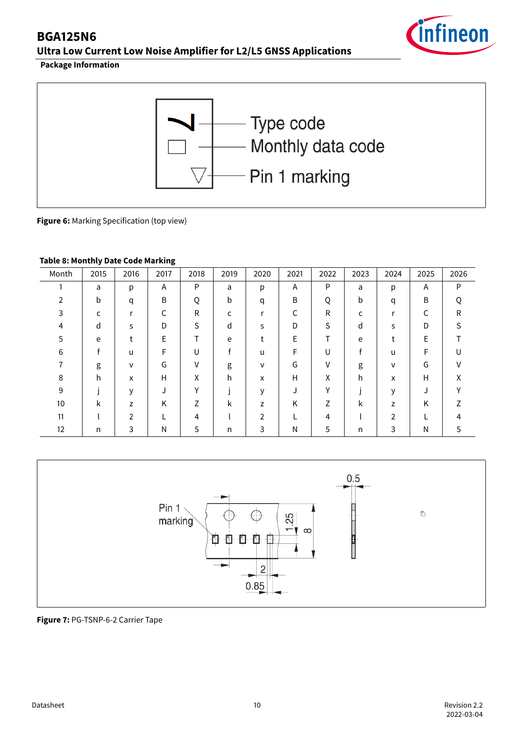Package Information

Figure 6: Marking Specification (top view)

**Table 8: Monthly Date Code Marking**

| Month | 2015 | 2016 | 2017 | 2018 | 2019 | 2020 | 2021 | 2022 | 2023 | 2024 | 2025 | 2026 |
|---|---|---|---|---|---|---|---|---|---|---|---|---|
| 1 | a | p | A | P | a | p | A | P | a | p | A | P |
| 2 | b | q | B | Q | b | q | B | Q | b | q | B | Q |
| 3 | c | r | C | R | c | r | C | R | c | r | C | R |
| 4 | d | s | D | S | d | s | D | S | d | s | D | S |
| 5 | e | t | E | T | e | t | E | T | e | t | E | T |
| 6 | f | u | F | U | f | u | F | U | f | u | F | U |
| 7 | g | v | G | V | g | v | G | V | g | v | G | V |
| 8 | h | x | H | X | h | x | H | X | h | x | H | X |
| 9 | j | y | J | Y | j | y | J | Y | j | y | J | Y |
| 10 | k | z | K | Z | k | z | K | Z | k | z | K | Z |
| 11 | l | 2 | L | 4 | l | 2 | L | 4 | l | 2 | L | 4 |
| 12 | n | 3 | N | 5 | n | 3 | N | 5 | n | 3 | N | 5 |

Figure 7: PG-TSNP-6-2 Carrier Tape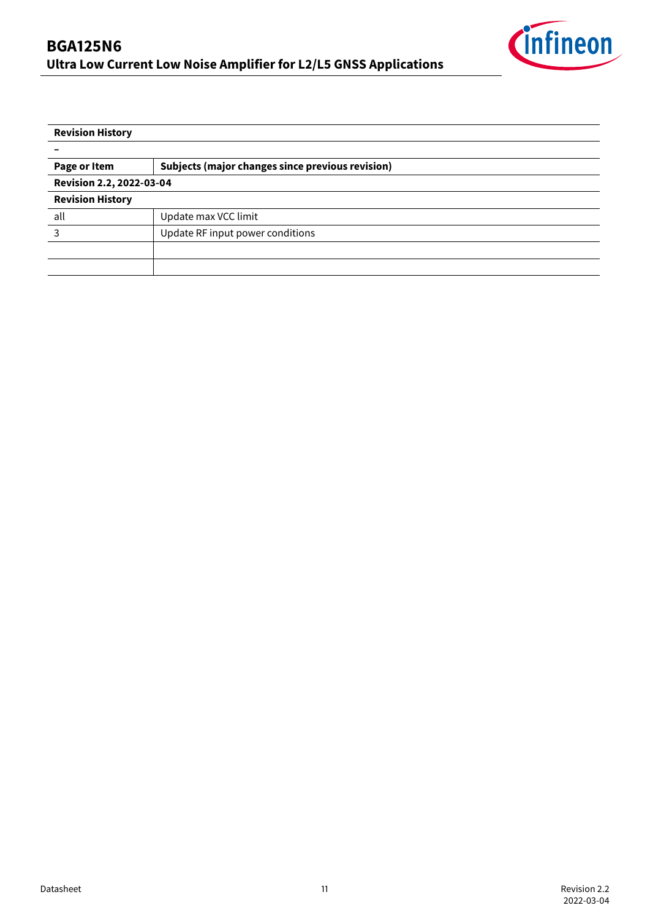| Revision History | |
|---|---|
| – | |
| **Page or Item** | **Subjects (major changes since previous revision)** |
| **Revision 2.2, 2022-03-04** | |
| **Revision History** | |
| all | Update max VCC limit |
| 3 | Update RF input power conditions |
| | |
| | |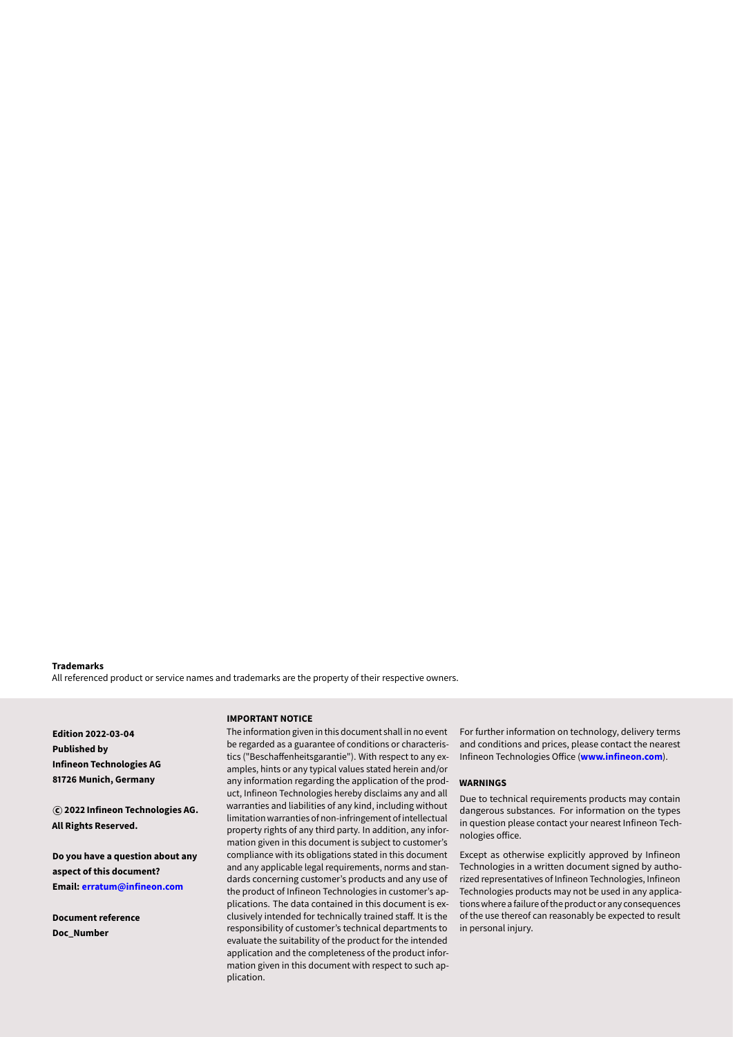**Trademarks**
All referenced product or service names and trademarks are the property of their respective owners.

**Edition 2022-03-04**
**Published by**
**Infineon Technologies AG**
**81726 Munich, Germany**

**© 2022 Infineon Technologies AG.**
**All Rights Reserved.**

**Do you have a question about any aspect of this document?**
**Email: erratum@infineon.com**

**Document reference**
**Doc_Number**

**IMPORTANT NOTICE**

The information given in this document shall in no event be regarded as a guarantee of conditions or characteristics ("Beschaffenheitsgarantie"). With respect to any examples, hints or any typical values stated herein and/or any information regarding the application of the product, Infineon Technologies hereby disclaims any and all warranties and liabilities of any kind, including without limitation warranties of non-infringement of intellectual property rights of any third party. In addition, any information given in this document is subject to customer's compliance with its obligations stated in this document and any applicable legal requirements, norms and standards concerning customer's products and any use of the product of Infineon Technologies in customer's applications. The data contained in this document is exclusively intended for technically trained staff. It is the responsibility of customer's technical departments to evaluate the suitability of the product for the intended application and the completeness of the product information given in this document with respect to such application.

For further information on technology, delivery terms and conditions and prices, please contact the nearest Infineon Technologies Office (**www.infineon.com**).

**WARNINGS**

Due to technical requirements products may contain dangerous substances. For information on the types in question please contact your nearest Infineon Technologies office.

Except as otherwise explicitly approved by Infineon Technologies in a written document signed by authorized representatives of Infineon Technologies, Infineon Technologies products may not be used in any applications where a failure of the product or any consequences of the use thereof can reasonably be expected to result in personal injury.